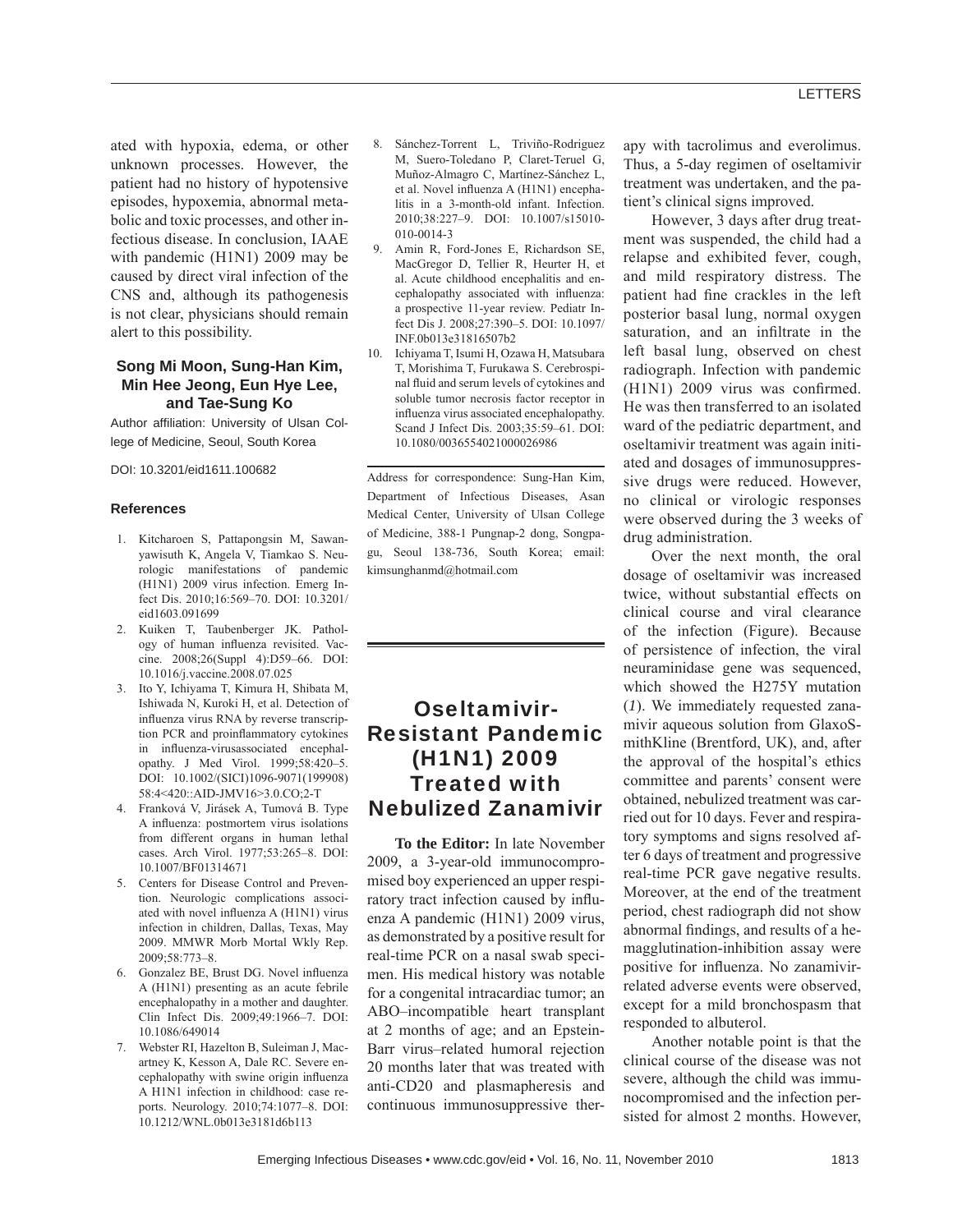ated with hypoxia, edema, or other unknown processes. However, the patient had no history of hypotensive episodes, hypoxemia, abnormal metabolic and toxic processes, and other infectious disease. In conclusion, IAAE with pandemic (H1N1) 2009 may be caused by direct viral infection of the CNS and, although its pathogenesis is not clear, physicians should remain alert to this possibility.

**Song Mi Moon, Sung-Han Kim, Min Hee Jeong, Eun Hye Lee, and Tae-Sung Ko**

Author affiliation: University of Ulsan College of Medicine, Seoul, South Korea

DOI: 10.3201/eid1611.100682

### References

1. Kitcharoen S, Pattapongsin M, Sawanyawisuth K, Angela V, Tiamkao S. Neurologic manifestations of pandemic (H1N1) 2009 virus infection. Emerg Infect Dis. 2010;16:569–70. DOI: 10.3201/eid1603.091699
2. Kuiken T, Taubenberger JK. Pathology of human influenza revisited. Vaccine. 2008;26(Suppl 4):D59–66. DOI: 10.1016/j.vaccine.2008.07.025
3. Ito Y, Ichiyama T, Kimura H, Shibata M, Ishiwada N, Kuroki H, et al. Detection of influenza virus RNA by reverse transcription PCR and proinflammatory cytokines in influenza-virusassociated encephalopathy. J Med Virol. 1999;58:420–5. DOI: 10.1002/(SICI)1096-9071(199908)58:4<420::AID-JMV16>3.0.CO;2-T
4. Franková V, Jirásek A, Tumová B. Type A influenza: postmortem virus isolations from different organs in human lethal cases. Arch Virol. 1977;53:265–8. DOI: 10.1007/BF01314671
5. Centers for Disease Control and Prevention. Neurologic complications associated with novel influenza A (H1N1) virus infection in children, Dallas, Texas, May 2009. MMWR Morb Mortal Wkly Rep. 2009;58:773–8.
6. Gonzalez BE, Brust DG. Novel influenza A (H1N1) presenting as an acute febrile encephalopathy in a mother and daughter. Clin Infect Dis. 2009;49:1966–7. DOI: 10.1086/649014
7. Webster RI, Hazelton B, Suleiman J, Macartney K, Kesson A, Dale RC. Severe encephalopathy with swine origin influenza A H1N1 infection in childhood: case reports. Neurology. 2010;74:1077–8. DOI: 10.1212/WNL.0b013e3181d6b113
8. Sánchez-Torrent L, Triviño-Rodriguez M, Suero-Toledano P, Claret-Teruel G, Muñoz-Almagro C, Martínez-Sánchez L, et al. Novel influenza A (H1N1) encephalitis in a 3-month-old infant. Infection. 2010;38:227–9. DOI: 10.1007/s15010-010-0014-3
9. Amin R, Ford-Jones E, Richardson SE, MacGregor D, Tellier R, Heurter H, et al. Acute childhood encephalitis and encephalopathy associated with influenza: a prospective 11-year review. Pediatr Infect Dis J. 2008;27:390–5. DOI: 10.1097/INF.0b013e31816507b2
10. Ichiyama T, Isumi H, Ozawa H, Matsubara T, Morishima T, Furukawa S. Cerebrospinal fluid and serum levels of cytokines and soluble tumor necrosis factor receptor in influenza virus associated encephalopathy. Scand J Infect Dis. 2003;35:59–61. DOI: 10.1080/0036554021000026986

Address for correspondence: Sung-Han Kim, Department of Infectious Diseases, Asan Medical Center, University of Ulsan College of Medicine, 388-1 Pungnap-2 dong, Songpa-gu, Seoul 138-736, South Korea; email: kimsunghanmd@hotmail.com

# Oseltamivir-Resistant Pandemic (H1N1) 2009 Treated with Nebulized Zanamivir

**To the Editor:** In late November 2009, a 3-year-old immunocompromised boy experienced an upper respiratory tract infection caused by influenza A pandemic (H1N1) 2009 virus, as demonstrated by a positive result for real-time PCR on a nasal swab specimen. His medical history was notable for a congenital intracardiac tumor; an ABO–incompatible heart transplant at 2 months of age; and an Epstein-Barr virus–related humoral rejection 20 months later that was treated with anti-CD20 and plasmapheresis and continuous immunosuppressive therapy with tacrolimus and everolimus. Thus, a 5-day regimen of oseltamivir treatment was undertaken, and the patient's clinical signs improved.

However, 3 days after drug treatment was suspended, the child had a relapse and exhibited fever, cough, and mild respiratory distress. The patient had fine crackles in the left posterior basal lung, normal oxygen saturation, and an infiltrate in the left basal lung, observed on chest radiograph. Infection with pandemic (H1N1) 2009 virus was confirmed. He was then transferred to an isolated ward of the pediatric department, and oseltamivir treatment was again initiated and dosages of immunosuppressive drugs were reduced. However, no clinical or virologic responses were observed during the 3 weeks of drug administration.

Over the next month, the oral dosage of oseltamivir was increased twice, without substantial effects on clinical course and viral clearance of the infection (Figure). Because of persistence of infection, the viral neuraminidase gene was sequenced, which showed the H275Y mutation (*1*). We immediately requested zanamivir aqueous solution from GlaxoSmithKline (Brentford, UK), and, after the approval of the hospital's ethics committee and parents' consent were obtained, nebulized treatment was carried out for 10 days. Fever and respiratory symptoms and signs resolved after 6 days of treatment and progressive real-time PCR gave negative results. Moreover, at the end of the treatment period, chest radiograph did not show abnormal findings, and results of a hemagglutination-inhibition assay were positive for influenza. No zanamivir-related adverse events were observed, except for a mild bronchospasm that responded to albuterol.

Another notable point is that the clinical course of the disease was not severe, although the child was immunocompromised and the infection persisted for almost 2 months. However,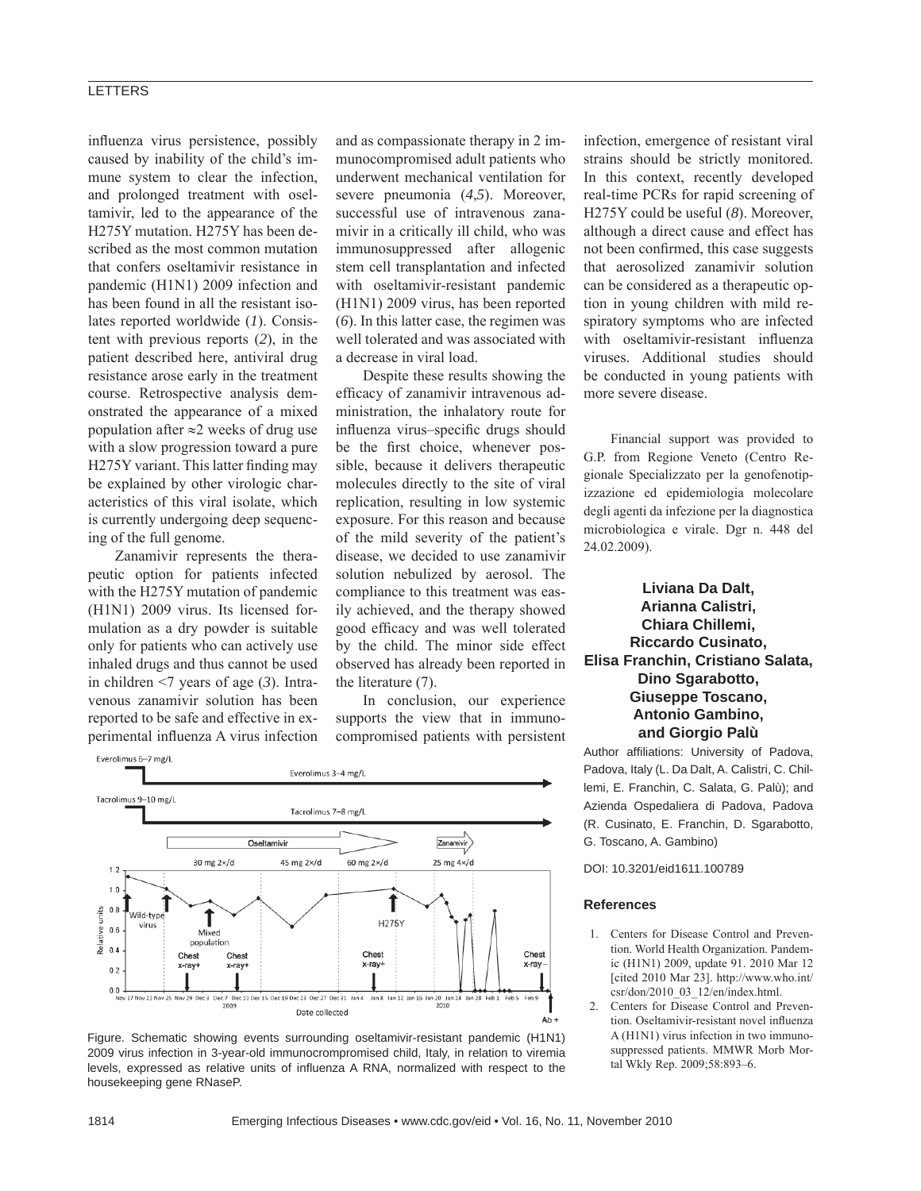influenza virus persistence, possibly caused by inability of the child's immune system to clear the infection, and prolonged treatment with oseltamivir, led to the appearance of the H275Y mutation. H275Y has been described as the most common mutation that confers oseltamivir resistance in pandemic (H1N1) 2009 infection and has been found in all the resistant isolates reported worldwide (*1*). Consistent with previous reports (*2*), in the patient described here, antiviral drug resistance arose early in the treatment course. Retrospective analysis demonstrated the appearance of a mixed population after ≈2 weeks of drug use with a slow progression toward a pure H275Y variant. This latter finding may be explained by other virologic characteristics of this viral isolate, which is currently undergoing deep sequencing of the full genome.

Zanamivir represents the therapeutic option for patients infected with the H275Y mutation of pandemic (H1N1) 2009 virus. Its licensed formulation as a dry powder is suitable only for patients who can actively use inhaled drugs and thus cannot be used in children <7 years of age (*3*). Intravenous zanamivir solution has been reported to be safe and effective in experimental influenza A virus infection and as compassionate therapy in 2 immunocompromised adult patients who underwent mechanical ventilation for severe pneumonia (*4*,*5*). Moreover, successful use of intravenous zanamivir in a critically ill child, who was immunosuppressed after allogenic stem cell transplantation and infected with oseltamivir-resistant pandemic (H1N1) 2009 virus, has been reported (*6*). In this latter case, the regimen was well tolerated and was associated with a decrease in viral load.

Despite these results showing the efficacy of zanamivir intravenous administration, the inhalatory route for influenza virus–specific drugs should be the first choice, whenever possible, because it delivers therapeutic molecules directly to the site of viral replication, resulting in low systemic exposure. For this reason and because of the mild severity of the patient's disease, we decided to use zanamivir solution nebulized by aerosol. The compliance to this treatment was easily achieved, and the therapy showed good efficacy and was well tolerated by the child. The minor side effect observed has already been reported in the literature (*7*).

In conclusion, our experience supports the view that in immunocompromised patients with persistent infection, emergence of resistant viral strains should be strictly monitored. In this context, recently developed real-time PCRs for rapid screening of H275Y could be useful (*8*). Moreover, although a direct cause and effect has not been confirmed, this case suggests that aerosolized zanamivir solution can be considered as a therapeutic option in young children with mild respiratory symptoms who are infected with oseltamivir-resistant influenza viruses. Additional studies should be conducted in young patients with more severe disease.

Figure. Schematic showing events surrounding oseltamivir-resistant pandemic (H1N1) 2009 virus infection in 3-year-old immunocrompromised child, Italy, in relation to viremia levels, expressed as relative units of influenza A RNA, normalized with respect to the housekeeping gene RNaseP.

Financial support was provided to G.P. from Regione Veneto (Centro Regionale Specializzato per la genofenotipizzazione ed epidemiologia molecolare degli agenti da infezione per la diagnostica microbiologica e virale. Dgr n. 448 del 24.02.2009).

**Liviana Da Dalt, Arianna Calistri, Chiara Chillemi, Riccardo Cusinato, Elisa Franchin, Cristiano Salata, Dino Sgarabotto, Giuseppe Toscano, Antonio Gambino, and Giorgio Palù**

Author affiliations: University of Padova, Padova, Italy (L. Da Dalt, A. Calistri, C. Chillemi, E. Franchin, C. Salata, G. Palù); and Azienda Ospedaliera di Padova, Padova (R. Cusinato, E. Franchin, D. Sgarabotto, G. Toscano, A. Gambino)

DOI: 10.3201/eid1611.100789

### References

1. Centers for Disease Control and Prevention. World Health Organization. Pandemic (H1N1) 2009, update 91. 2010 Mar 12 [cited 2010 Mar 23]. http://www.who.int/csr/don/2010_03_12/en/index.html.
2. Centers for Disease Control and Prevention. Oseltamivir-resistant novel influenza A (H1N1) virus infection in two immunosuppressed patients. MMWR Morb Mortal Wkly Rep. 2009;58:893–6.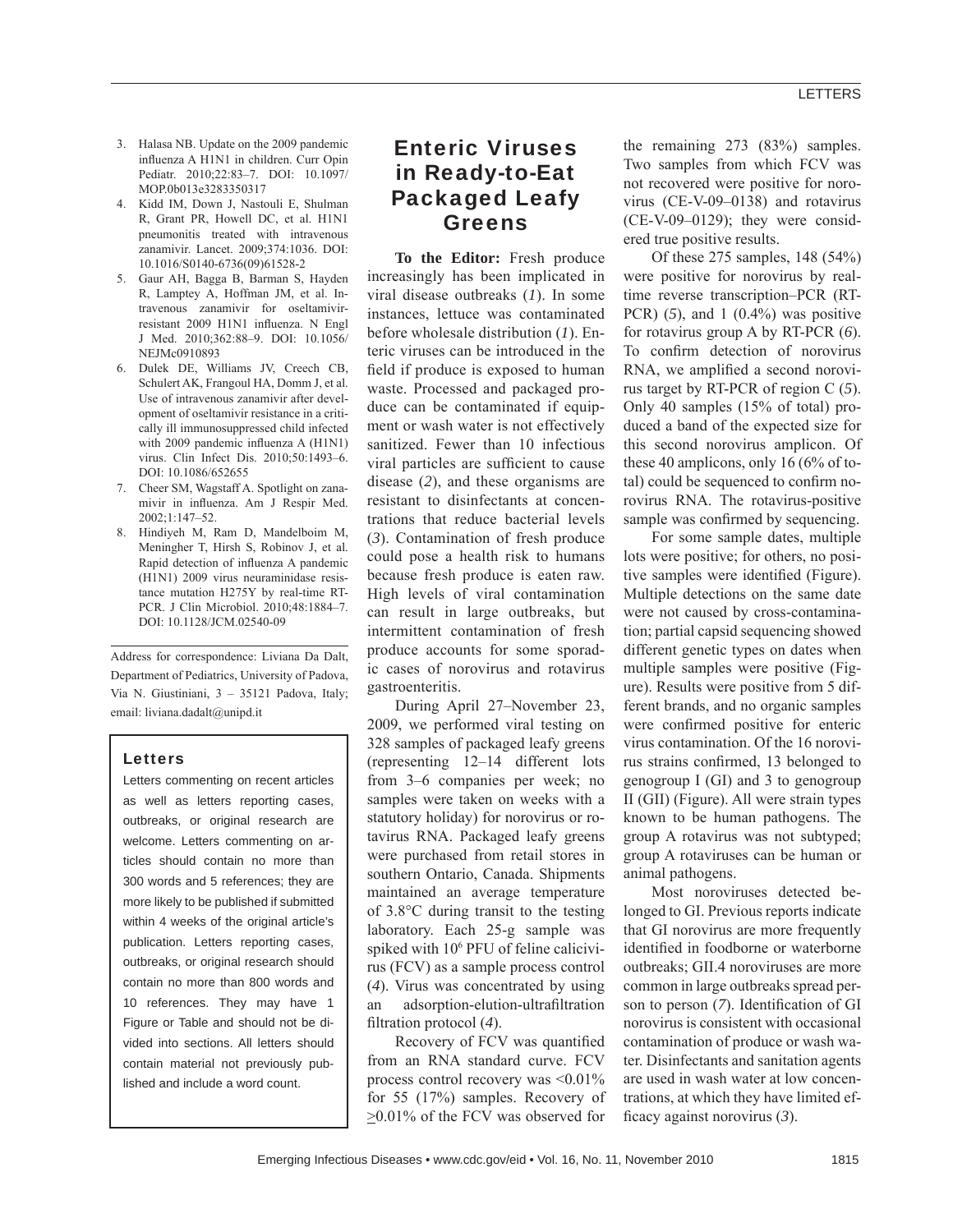3. Halasa NB. Update on the 2009 pandemic influenza A H1N1 in children. Curr Opin Pediatr. 2010;22:83–7. DOI: 10.1097/MOP.0b013e3283350317
4. Kidd IM, Down J, Nastouli E, Shulman R, Grant PR, Howell DC, et al. H1N1 pneumonitis treated with intravenous zanamivir. Lancet. 2009;374:1036. DOI: 10.1016/S0140-6736(09)61528-2
5. Gaur AH, Bagga B, Barman S, Hayden R, Lamptey A, Hoffman JM, et al. Intravenous zanamivir for oseltamivir-resistant 2009 H1N1 influenza. N Engl J Med. 2010;362:88–9. DOI: 10.1056/NEJMc0910893
6. Dulek DE, Williams JV, Creech CB, Schulert AK, Frangoul HA, Domm J, et al. Use of intravenous zanamivir after development of oseltamivir resistance in a critically ill immunosuppressed child infected with 2009 pandemic influenza A (H1N1) virus. Clin Infect Dis. 2010;50:1493–6. DOI: 10.1086/652655
7. Cheer SM, Wagstaff A. Spotlight on zanamivir in influenza. Am J Respir Med. 2002;1:147–52.
8. Hindiyeh M, Ram D, Mandelboim M, Meningher T, Hirsh S, Robinov J, et al. Rapid detection of influenza A pandemic (H1N1) 2009 virus neuraminidase resistance mutation H275Y by real-time RT-PCR. J Clin Microbiol. 2010;48:1884–7. DOI: 10.1128/JCM.02540-09

Address for correspondence: Liviana Da Dalt, Department of Pediatrics, University of Padova, Via N. Giustiniani, 3 – 35121 Padova, Italy; email: liviana.dadalt@unipd.it

**Letters**

Letters commenting on recent articles as well as letters reporting cases, outbreaks, or original research are welcome. Letters commenting on articles should contain no more than 300 words and 5 references; they are more likely to be published if submitted within 4 weeks of the original article's publication. Letters reporting cases, outbreaks, or original research should contain no more than 800 words and 10 references. They may have 1 Figure or Table and should not be divided into sections. All letters should contain material not previously published and include a word count.

# Enteric Viruses in Ready-to-Eat Packaged Leafy Greens

**To the Editor:** Fresh produce increasingly has been implicated in viral disease outbreaks (*1*). In some instances, lettuce was contaminated before wholesale distribution (*1*). Enteric viruses can be introduced in the field if produce is exposed to human waste. Processed and packaged produce can be contaminated if equipment or wash water is not effectively sanitized. Fewer than 10 infectious viral particles are sufficient to cause disease (*2*), and these organisms are resistant to disinfectants at concentrations that reduce bacterial levels (*3*). Contamination of fresh produce could pose a health risk to humans because fresh produce is eaten raw. High levels of viral contamination can result in large outbreaks, but intermittent contamination of fresh produce accounts for some sporadic cases of norovirus and rotavirus gastroenteritis.

During April 27–November 23, 2009, we performed viral testing on 328 samples of packaged leafy greens (representing 12–14 different lots from 3–6 companies per week; no samples were taken on weeks with a statutory holiday) for norovirus or rotavirus RNA. Packaged leafy greens were purchased from retail stores in southern Ontario, Canada. Shipments maintained an average temperature of 3.8°C during transit to the testing laboratory. Each 25-g sample was spiked with $10^6$ PFU of feline calicivirus (FCV) as a sample process control (*4*). Virus was concentrated by using an adsorption-elution-ultrafiltration filtration protocol (*4*).

Recovery of FCV was quantified from an RNA standard curve. FCV process control recovery was <0.01% for 55 (17%) samples. Recovery of ≥0.01% of the FCV was observed for the remaining 273 (83%) samples. Two samples from which FCV was not recovered were positive for norovirus (CE-V-09–0138) and rotavirus (CE-V-09–0129); they were considered true positive results.

Of these 275 samples, 148 (54%) were positive for norovirus by real-time reverse transcription–PCR (RT-PCR) (*5*), and 1 (0.4%) was positive for rotavirus group A by RT-PCR (*6*). To confirm detection of norovirus RNA, we amplified a second norovirus target by RT-PCR of region C (*5*). Only 40 samples (15% of total) produced a band of the expected size for this second norovirus amplicon. Of these 40 amplicons, only 16 (6% of total) could be sequenced to confirm norovirus RNA. The rotavirus-positive sample was confirmed by sequencing.

For some sample dates, multiple lots were positive; for others, no positive samples were identified (Figure). Multiple detections on the same date were not caused by cross-contamination; partial capsid sequencing showed different genetic types on dates when multiple samples were positive (Figure). Results were positive from 5 different brands, and no organic samples were confirmed positive for enteric virus contamination. Of the 16 norovirus strains confirmed, 13 belonged to genogroup I (GI) and 3 to genogroup II (GII) (Figure). All were strain types known to be human pathogens. The group A rotavirus was not subtyped; group A rotaviruses can be human or animal pathogens.

Most noroviruses detected belonged to GI. Previous reports indicate that GI norovirus are more frequently identified in foodborne or waterborne outbreaks; GII.4 noroviruses are more common in large outbreaks spread person to person (*7*). Identification of GI norovirus is consistent with occasional contamination of produce or wash water. Disinfectants and sanitation agents are used in wash water at low concentrations, at which they have limited efficacy against norovirus (*3*).